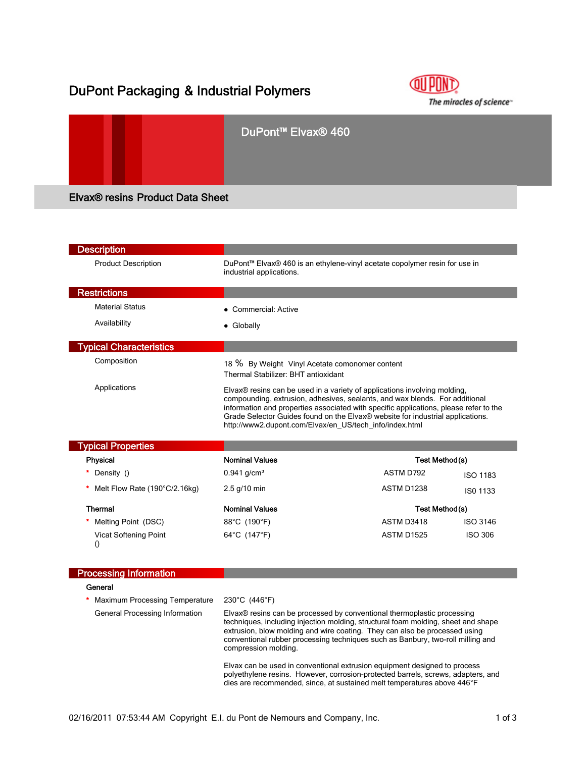# DuPont Packaging & Industrial Polymers

## DuPont™ Elvax® 460

### Elvax® resins Product Data Sheet

## Description

| | |
|---|---|
| Product Description | DuPont™ Elvax® 460 is an ethylene-vinyl acetate copolymer resin for use in industrial applications. |

## Restrictions

| | |
|---|---|
| Material Status | • Commercial: Active |
| Availability | • Globally |

## Typical Characteristics

| | |
|---|---|
| Composition | 18 % By Weight Vinyl Acetate comonomer content<br>Thermal Stabilizer: BHT antioxidant |
| Applications | Elvax® resins can be used in a variety of applications involving molding, compounding, extrusion, adhesives, sealants, and wax blends. For additional information and properties associated with specific applications, please refer to the Grade Selector Guides found on the Elvax® website for industrial applications. http://www2.dupont.com/Elvax/en_US/tech_info/index.html |

## Typical Properties

| Physical | Nominal Values | Test Method(s) | |
|---|---|---|---|
| * Density () | 0.941 g/cm³ | ASTM D792 | ISO 1183 |
| * Melt Flow Rate (190°C/2.16kg) | 2.5 g/10 min | ASTM D1238 | IS0 1133 |

| Thermal | Nominal Values | Test Method(s) | |
|---|---|---|---|
| * Melting Point (DSC) | 88°C (190°F) | ASTM D3418 | ISO 3146 |
| Vicat Softening Point () | 64°C (147°F) | ASTM D1525 | ISO 306 |

## Processing Information

**General**

| | |
|---|---|
| * Maximum Processing Temperature | 230°C (446°F) |
| General Processing Information | Elvax® resins can be processed by conventional thermoplastic processing techniques, including injection molding, structural foam molding, sheet and shape extrusion, blow molding and wire coating. They can also be processed using conventional rubber processing techniques such as Banbury, two-roll milling and compression molding.<br><br>Elvax can be used in conventional extrusion equipment designed to process polyethylene resins. However, corrosion-protected barrels, screws, adapters, and dies are recommended, since, at sustained melt temperatures above 446°F |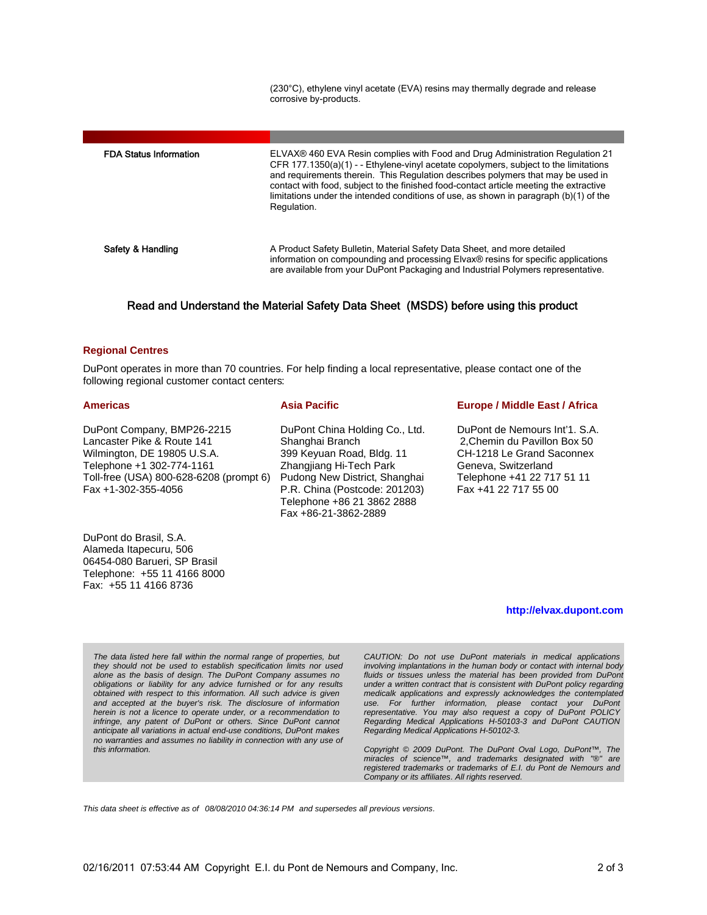(230°C), ethylene vinyl acetate (EVA) resins may thermally degrade and release corrosive by-products.

**FDA Status Information**

ELVAX® 460 EVA Resin complies with Food and Drug Administration Regulation 21 CFR 177.1350(a)(1) - - Ethylene-vinyl acetate copolymers, subject to the limitations and requirements therein. This Regulation describes polymers that may be used in contact with food, subject to the finished food-contact article meeting the extractive limitations under the intended conditions of use, as shown in paragraph (b)(1) of the Regulation.

**Safety & Handling**

A Product Safety Bulletin, Material Safety Data Sheet, and more detailed information on compounding and processing Elvax® resins for specific applications are available from your DuPont Packaging and Industrial Polymers representative.

**Read and Understand the Material Safety Data Sheet (MSDS) before using this product**

## Regional Centres

DuPont operates in more than 70 countries. For help finding a local representative, please contact one of the following regional customer contact centers:

### Americas

DuPont Company, BMP26-2215
Lancaster Pike & Route 141
Wilmington, DE 19805 U.S.A.
Telephone +1 302-774-1161
Toll-free (USA) 800-628-6208 (prompt 6)
Fax +1-302-355-4056

DuPont do Brasil, S.A.
Alameda Itapecuru, 506
06454-080 Barueri, SP Brasil
Telephone: +55 11 4166 8000
Fax: +55 11 4166 8736

### Asia Pacific

DuPont China Holding Co., Ltd.
Shanghai Branch
399 Keyuan Road, Bldg. 11
Zhangjiang Hi-Tech Park
Pudong New District, Shanghai
P.R. China (Postcode: 201203)
Telephone +86 21 3862 2888
Fax +86-21-3862-2889

### Europe / Middle East / Africa

DuPont de Nemours Int'1. S.A.
2,Chemin du Pavillon Box 50
CH-1218 Le Grand Saconnex
Geneva, Switzerland
Telephone +41 22 717 51 11
Fax +41 22 717 55 00

**http://elvax.dupont.com**

*The data listed here fall within the normal range of properties, but they should not be used to establish specification limits nor used alone as the basis of design. The DuPont Company assumes no obligations or liability for any advice furnished or for any results obtained with respect to this information. All such advice is given and accepted at the buyer's risk. The disclosure of information herein is not a licence to operate under, or a recommendation to infringe, any patent of DuPont or others. Since DuPont cannot anticipate all variations in actual end-use conditions, DuPont makes no warranties and assumes no liability in connection with any use of this information.*

*CAUTION: Do not use DuPont materials in medical applications involving implantations in the human body or contact with internal body fluids or tissues unless the material has been provided from DuPont under a written contract that is consistent with DuPont policy regarding medicalk applications and expressly acknowledges the contemplated use. For further information, please contact your DuPont representative. You may also request a copy of DuPont POLICY Regarding Medical Applications H-50103-3 and DuPont CAUTION Regarding Medical Applications H-50102-3.*

*Copyright © 2009 DuPont. The DuPont Oval Logo, DuPont™, The miracles of science™, and trademarks designated with "®" are registered trademarks or trademarks of E.I. du Pont de Nemours and Company or its affiliates. All rights reserved.*

*This data sheet is effective as of 08/08/2010 04:36:14 PM and supersedes all previous versions.*